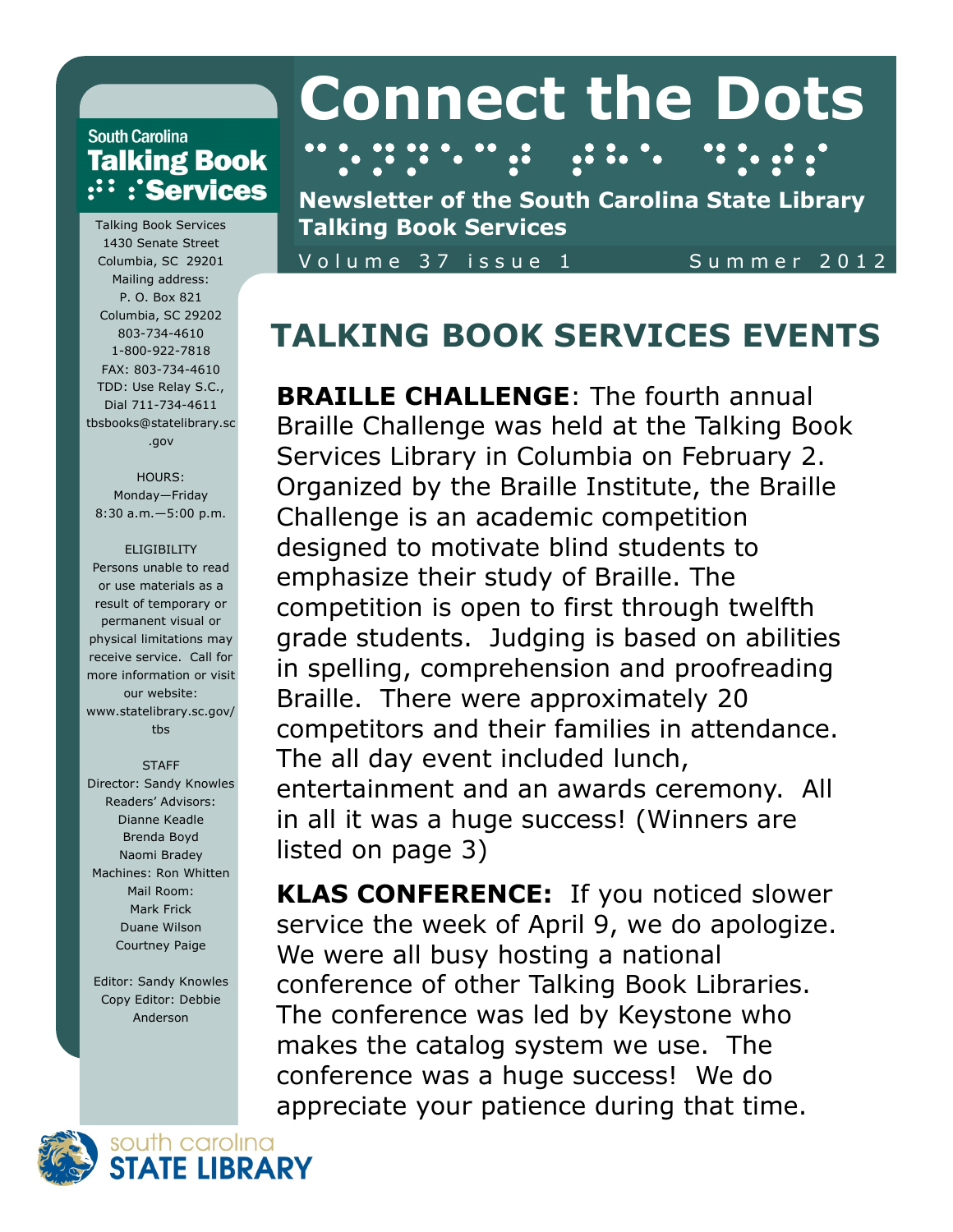# Connect the Dots

**Newsletter of the South Carolina State Library Talking Book Services**

Volume 37 issue 1 Summer 2012

South Carolina **Talking Book Services**

Talking Book Services
1430 Senate Street
Columbia, SC 29201
Mailing address:
P. O. Box 821
Columbia, SC 29202
803-734-4610
1-800-922-7818
FAX: 803-734-4610
TDD: Use Relay S.C., Dial 711-734-4611
tbsbooks@statelibrary.sc.gov

HOURS:
Monday—Friday
8:30 a.m.—5:00 p.m.

ELIGIBILITY
Persons unable to read or use materials as a result of temporary or permanent visual or physical limitations may receive service. Call for more information or visit our website: www.statelibrary.sc.gov/tbs

STAFF
Director: Sandy Knowles
Readers' Advisors:
Dianne Keadle
Brenda Boyd
Naomi Bradey
Machines: Ron Whitten
Mail Room:
Mark Frick
Duane Wilson
Courtney Paige

Editor: Sandy Knowles
Copy Editor: Debbie Anderson

## TALKING BOOK SERVICES EVENTS

**BRAILLE CHALLENGE**: The fourth annual Braille Challenge was held at the Talking Book Services Library in Columbia on February 2. Organized by the Braille Institute, the Braille Challenge is an academic competition designed to motivate blind students to emphasize their study of Braille. The competition is open to first through twelfth grade students. Judging is based on abilities in spelling, comprehension and proofreading Braille. There were approximately 20 competitors and their families in attendance. The all day event included lunch, entertainment and an awards ceremony. All in all it was a huge success! (Winners are listed on page 3)

**KLAS CONFERENCE:** If you noticed slower service the week of April 9, we do apologize. We were all busy hosting a national conference of other Talking Book Libraries. The conference was led by Keystone who makes the catalog system we use. The conference was a huge success! We do appreciate your patience during that time.

south carolina **STATE LIBRARY**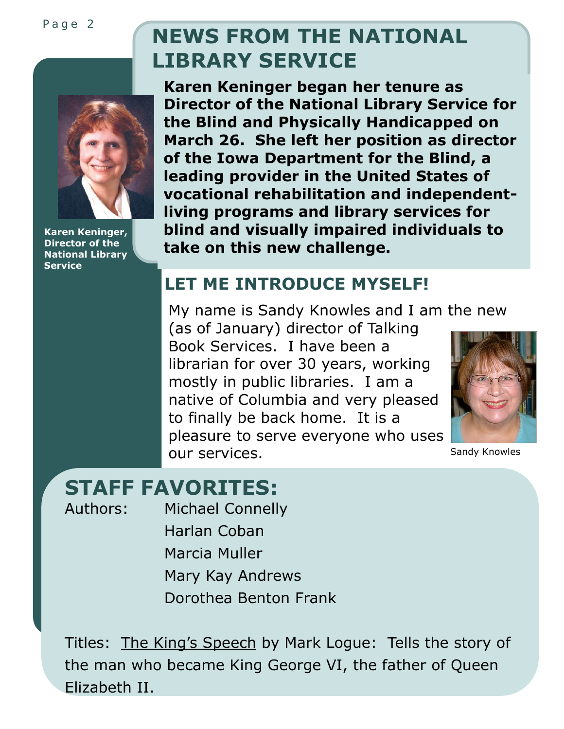## NEWS FROM THE NATIONAL LIBRARY SERVICE

**Karen Keninger began her tenure as Director of the National Library Service for the Blind and Physically Handicapped on March 26. She left her position as director of the Iowa Department for the Blind, a leading provider in the United States of vocational rehabilitation and independent-living programs and library services for blind and visually impaired individuals to take on this new challenge.**

**Karen Keninger, Director of the National Library Service**

## LET ME INTRODUCE MYSELF!

My name is Sandy Knowles and I am the new (as of January) director of Talking Book Services. I have been a librarian for over 30 years, working mostly in public libraries. I am a native of Columbia and very pleased to finally be back home. It is a pleasure to serve everyone who uses our services.

Sandy Knowles

## STAFF FAVORITES:

Authors:
- Michael Connelly
- Harlan Coban
- Marcia Muller
- Mary Kay Andrews
- Dorothea Benton Frank

Titles: The King's Speech by Mark Logue: Tells the story of the man who became King George VI, the father of Queen Elizabeth II.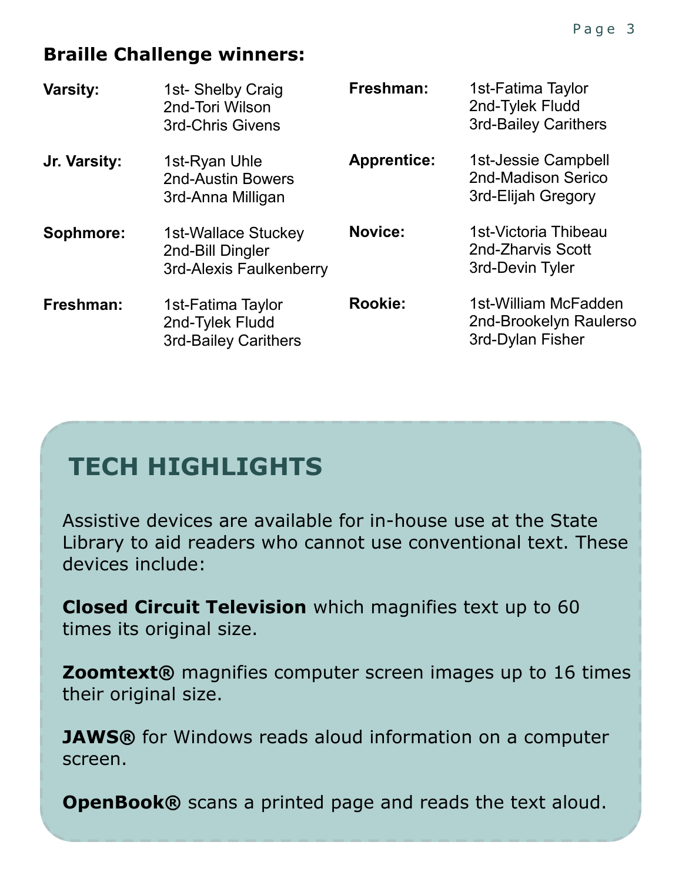## Braille Challenge winners:

**Varsity:**
1st- Shelby Craig
2nd-Tori Wilson
3rd-Chris Givens

**Jr. Varsity:**
1st-Ryan Uhle
2nd-Austin Bowers
3rd-Anna Milligan

**Sophmore:**
1st-Wallace Stuckey
2nd-Bill Dingler
3rd-Alexis Faulkenberry

**Freshman:**
1st-Fatima Taylor
2nd-Tylek Fludd
3rd-Bailey Carithers

**Freshman:**
1st-Fatima Taylor
2nd-Tylek Fludd
3rd-Bailey Carithers

**Apprentice:**
1st-Jessie Campbell
2nd-Madison Serico
3rd-Elijah Gregory

**Novice:**
1st-Victoria Thibeau
2nd-Zharvis Scott
3rd-Devin Tyler

**Rookie:**
1st-William McFadden
2nd-Brookelyn Raulerso
3rd-Dylan Fisher

## TECH HIGHLIGHTS

Assistive devices are available for in-house use at the State Library to aid readers who cannot use conventional text. These devices include:

**Closed Circuit Television** which magnifies text up to 60 times its original size.

**Zoomtext®** magnifies computer screen images up to 16 times their original size.

**JAWS®** for Windows reads aloud information on a computer screen.

**OpenBook®** scans a printed page and reads the text aloud.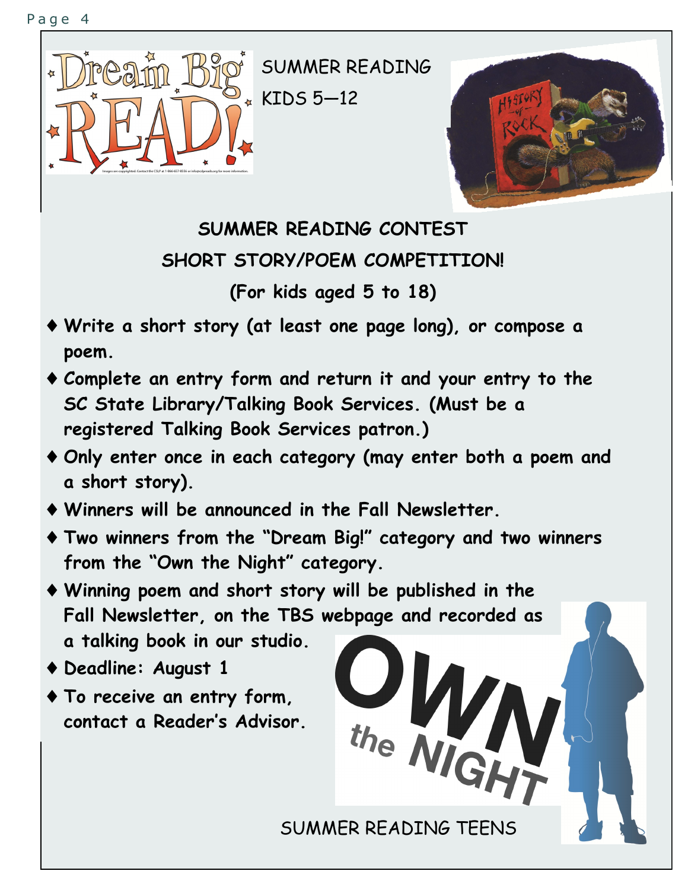SUMMER READING

KIDS 5—12

## SUMMER READING CONTEST

## SHORT STORY/POEM COMPETITION!

**(For kids aged 5 to 18)**

- **Write a short story (at least one page long), or compose a poem.**
- **Complete an entry form and return it and your entry to the SC State Library/Talking Book Services. (Must be a registered Talking Book Services patron.)**
- **Only enter once in each category (may enter both a poem and a short story).**
- **Winners will be announced in the Fall Newsletter.**
- **Two winners from the "Dream Big!" category and two winners from the "Own the Night" category.**
- **Winning poem and short story will be published in the Fall Newsletter, on the TBS webpage and recorded as a talking book in our studio.**
- **Deadline: August 1**
- **To receive an entry form, contact a Reader's Advisor.**

SUMMER READING TEENS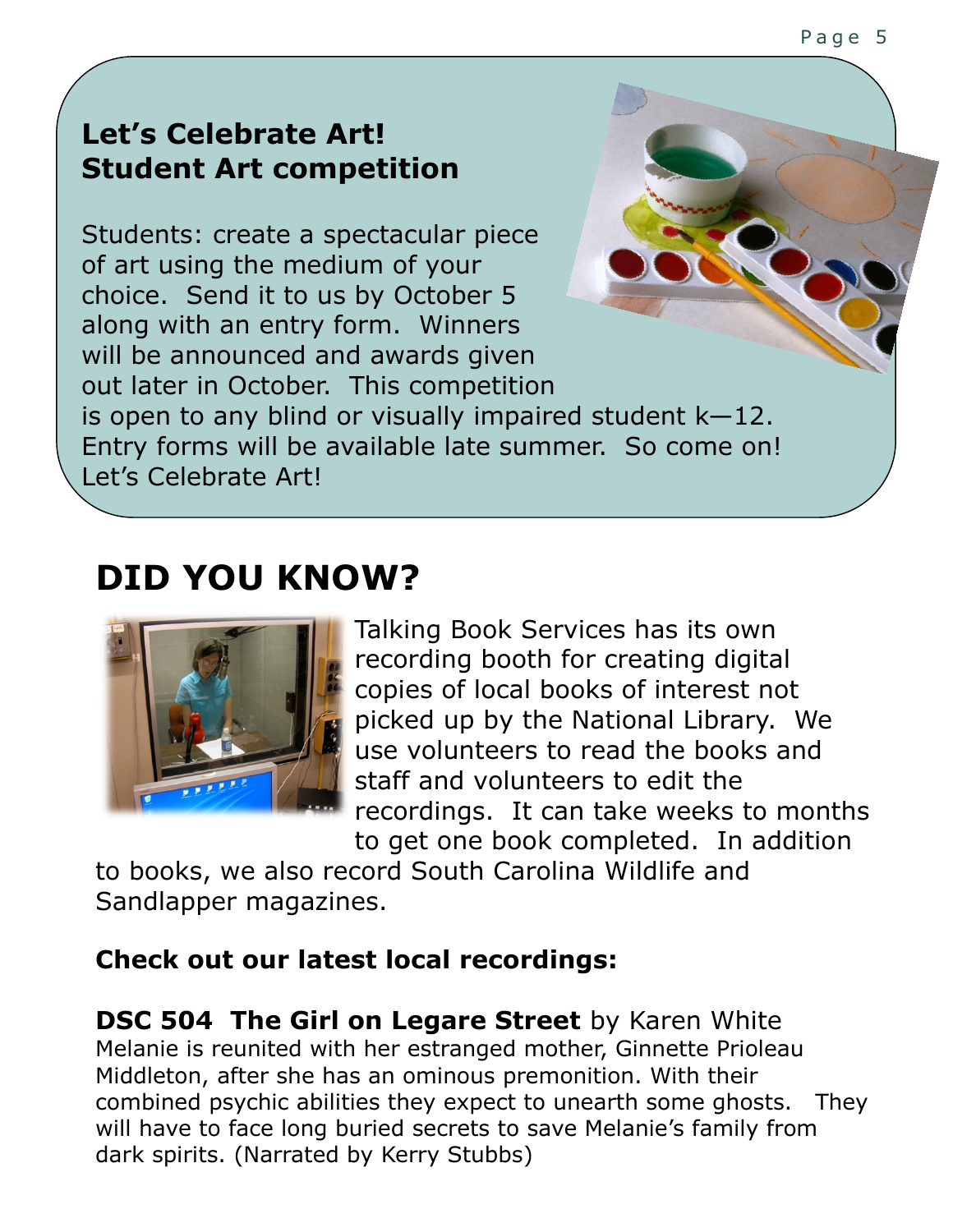## Let's Celebrate Art! Student Art competition

Students: create a spectacular piece of art using the medium of your choice. Send it to us by October 5 along with an entry form. Winners will be announced and awards given out later in October. This competition is open to any blind or visually impaired student k—12. Entry forms will be available late summer. So come on! Let's Celebrate Art!

# DID YOU KNOW?

Talking Book Services has its own recording booth for creating digital copies of local books of interest not picked up by the National Library. We use volunteers to read the books and staff and volunteers to edit the recordings. It can take weeks to months to get one book completed. In addition to books, we also record South Carolina Wildlife and Sandlapper magazines.

**Check out our latest local recordings:**

**DSC 504 The Girl on Legare Street** by Karen White
Melanie is reunited with her estranged mother, Ginnette Prioleau Middleton, after she has an ominous premonition. With their combined psychic abilities they expect to unearth some ghosts. They will have to face long buried secrets to save Melanie's family from dark spirits. (Narrated by Kerry Stubbs)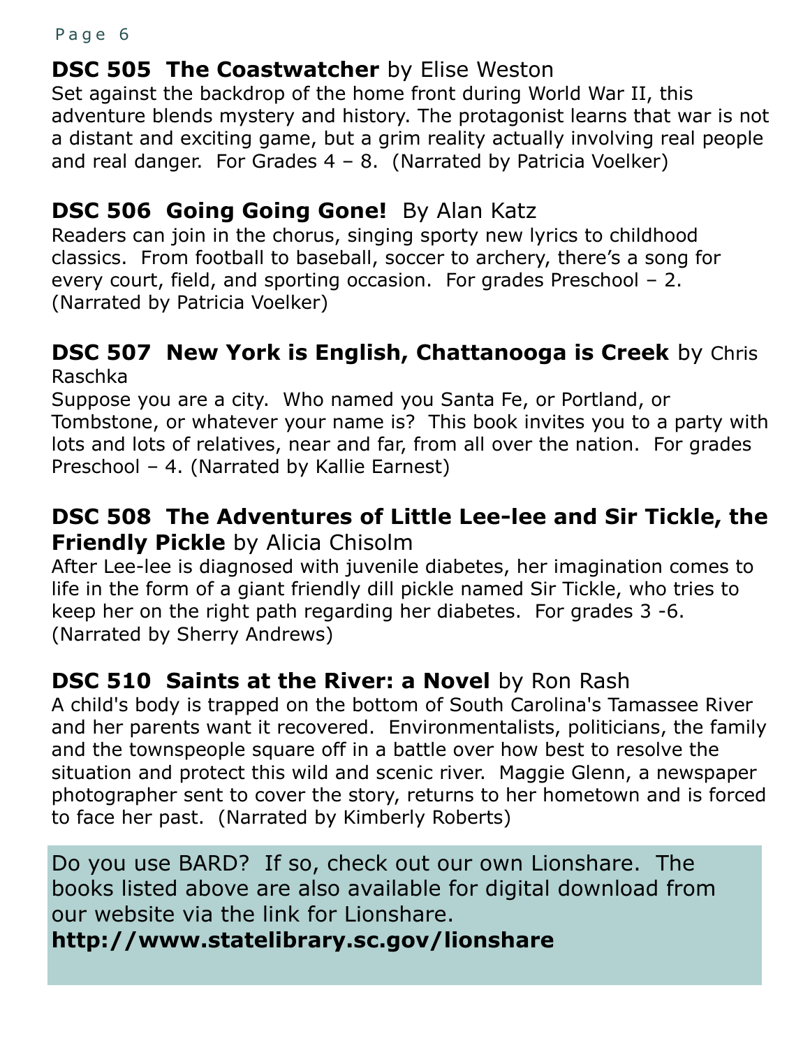### **DSC 505 The Coastwatcher** by Elise Weston

Set against the backdrop of the home front during World War II, this adventure blends mystery and history. The protagonist learns that war is not a distant and exciting game, but a grim reality actually involving real people and real danger. For Grades 4 – 8. (Narrated by Patricia Voelker)

### **DSC 506 Going Going Gone!** By Alan Katz

Readers can join in the chorus, singing sporty new lyrics to childhood classics. From football to baseball, soccer to archery, there's a song for every court, field, and sporting occasion. For grades Preschool – 2. (Narrated by Patricia Voelker)

### **DSC 507 New York is English, Chattanooga is Creek** by Chris Raschka

Suppose you are a city. Who named you Santa Fe, or Portland, or Tombstone, or whatever your name is? This book invites you to a party with lots and lots of relatives, near and far, from all over the nation. For grades Preschool – 4. (Narrated by Kallie Earnest)

### **DSC 508 The Adventures of Little Lee-lee and Sir Tickle, the Friendly Pickle** by Alicia Chisolm

After Lee-lee is diagnosed with juvenile diabetes, her imagination comes to life in the form of a giant friendly dill pickle named Sir Tickle, who tries to keep her on the right path regarding her diabetes. For grades 3 -6. (Narrated by Sherry Andrews)

### **DSC 510 Saints at the River: a Novel** by Ron Rash

A child's body is trapped on the bottom of South Carolina's Tamassee River and her parents want it recovered. Environmentalists, politicians, the family and the townspeople square off in a battle over how best to resolve the situation and protect this wild and scenic river. Maggie Glenn, a newspaper photographer sent to cover the story, returns to her hometown and is forced to face her past. (Narrated by Kimberly Roberts)

Do you use BARD? If so, check out our own Lionshare. The books listed above are also available for digital download from our website via the link for Lionshare.

**http://www.statelibrary.sc.gov/lionshare**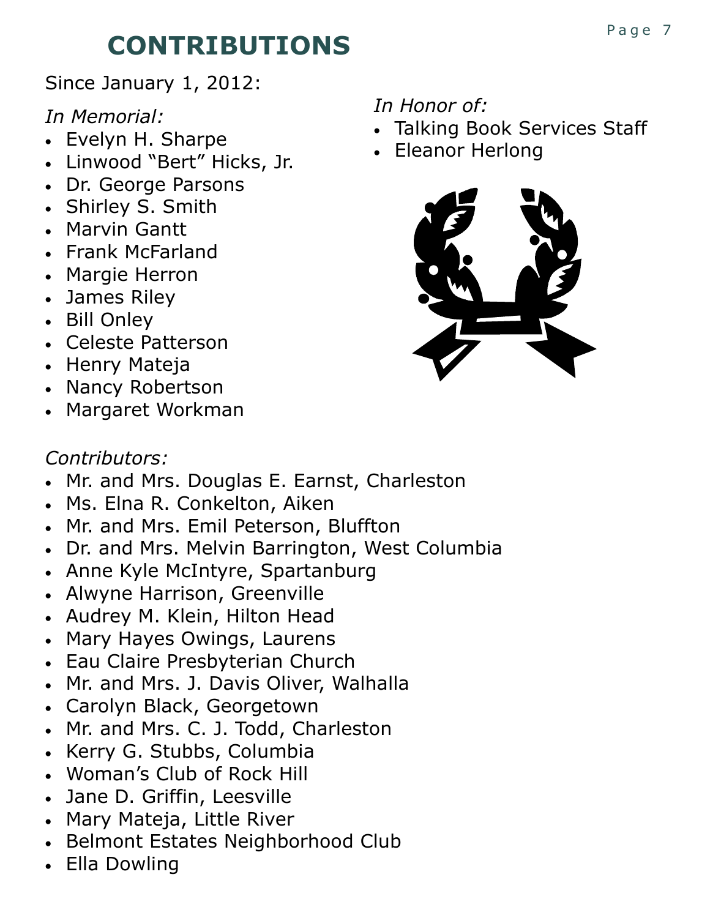# CONTRIBUTIONS

Since January 1, 2012:

*In Memorial:*

- Evelyn H. Sharpe
- Linwood "Bert" Hicks, Jr.
- Dr. George Parsons
- Shirley S. Smith
- Marvin Gantt
- Frank McFarland
- Margie Herron
- James Riley
- Bill Onley
- Celeste Patterson
- Henry Mateja
- Nancy Robertson
- Margaret Workman

*In Honor of:*

- Talking Book Services Staff
- Eleanor Herlong

*Contributors:*

- Mr. and Mrs. Douglas E. Earnst, Charleston
- Ms. Elna R. Conkelton, Aiken
- Mr. and Mrs. Emil Peterson, Bluffton
- Dr. and Mrs. Melvin Barrington, West Columbia
- Anne Kyle McIntyre, Spartanburg
- Alwyne Harrison, Greenville
- Audrey M. Klein, Hilton Head
- Mary Hayes Owings, Laurens
- Eau Claire Presbyterian Church
- Mr. and Mrs. J. Davis Oliver, Walhalla
- Carolyn Black, Georgetown
- Mr. and Mrs. C. J. Todd, Charleston
- Kerry G. Stubbs, Columbia
- Woman's Club of Rock Hill
- Jane D. Griffin, Leesville
- Mary Mateja, Little River
- Belmont Estates Neighborhood Club
- Ella Dowling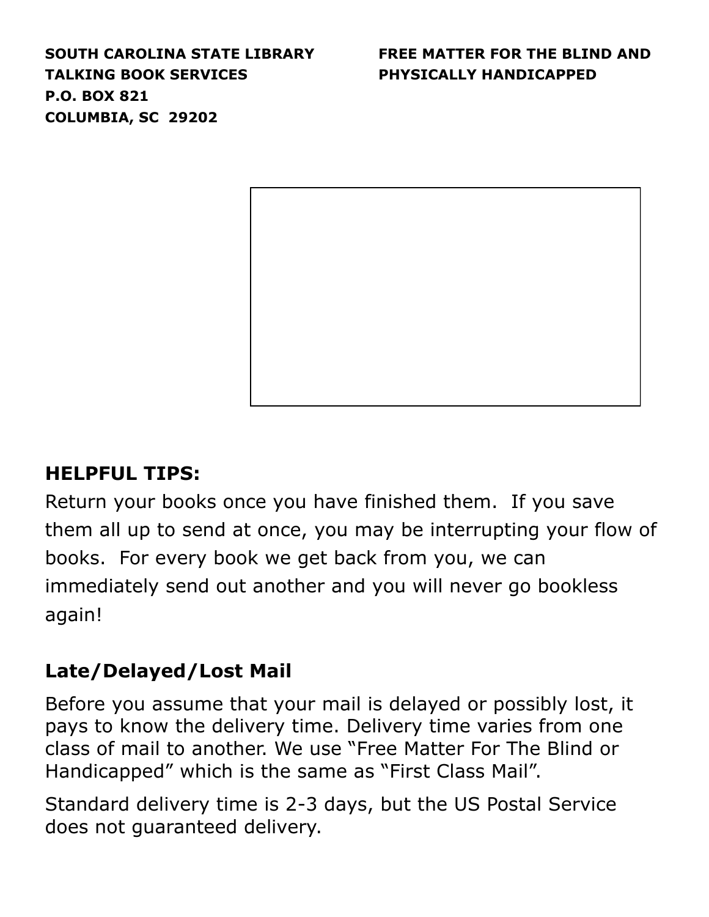**SOUTH CAROLINA STATE LIBRARY**
**TALKING BOOK SERVICES**
**P.O. BOX 821**
**COLUMBIA, SC 29202**

**FREE MATTER FOR THE BLIND AND PHYSICALLY HANDICAPPED**

## HELPFUL TIPS:

Return your books once you have finished them. If you save them all up to send at once, you may be interrupting your flow of books. For every book we get back from you, we can immediately send out another and you will never go bookless again!

### Late/Delayed/Lost Mail

Before you assume that your mail is delayed or possibly lost, it pays to know the delivery time. Delivery time varies from one class of mail to another. We use "Free Matter For The Blind or Handicapped" which is the same as "First Class Mail".

Standard delivery time is 2-3 days, but the US Postal Service does not guaranteed delivery.